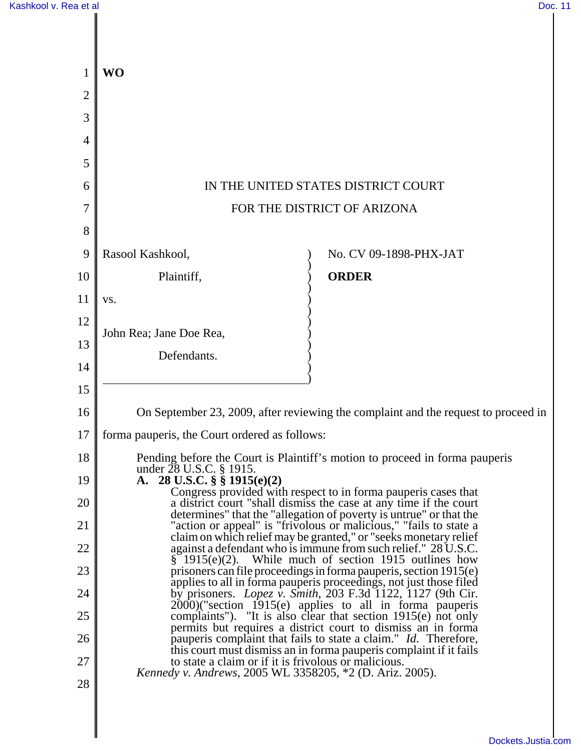**WO**

IN THE UNITED STATES DISTRICT COURT

FOR THE DISTRICT OF ARIZONA

Rasool Kashkool,

Plaintiff,

vs.

John Rea; Jane Doe Rea,

Defendants.

No. CV 09-1898-PHX-JAT

**ORDER**

On September 23, 2009, after reviewing the complaint and the request to proceed in forma pauperis, the Court ordered as follows:

> Pending before the Court is Plaintiff's motion to proceed in forma pauperis under 28 U.S.C. § 1915.
>
> **A. 28 U.S.C. § § 1915(e)(2)**
>
> Congress provided with respect to in forma pauperis cases that a district court "shall dismiss the case at any time if the court determines" that the "allegation of poverty is untrue" or that the "action or appeal" is "frivolous or malicious," "fails to state a claim on which relief may be granted," or "seeks monetary relief against a defendant who is immune from such relief." 28 U.S.C. § 1915(e)(2). While much of section 1915 outlines how prisoners can file proceedings in forma pauperis, section 1915(e) applies to all in forma pauperis proceedings, not just those filed by prisoners. *Lopez v. Smith*, 203 F.3d 1122, 1127 (9th Cir. 2000)("section 1915(e) applies to all in forma pauperis complaints"). "It is also clear that section 1915(e) not only permits but requires a district court to dismiss an in forma pauperis complaint that fails to state a claim." *Id.* Therefore, this court must dismiss an in forma pauperis complaint if it fails to state a claim or if it is frivolous or malicious.
>
> *Kennedy v. Andrews*, 2005 WL 3358205, *2 (D. Ariz. 2005).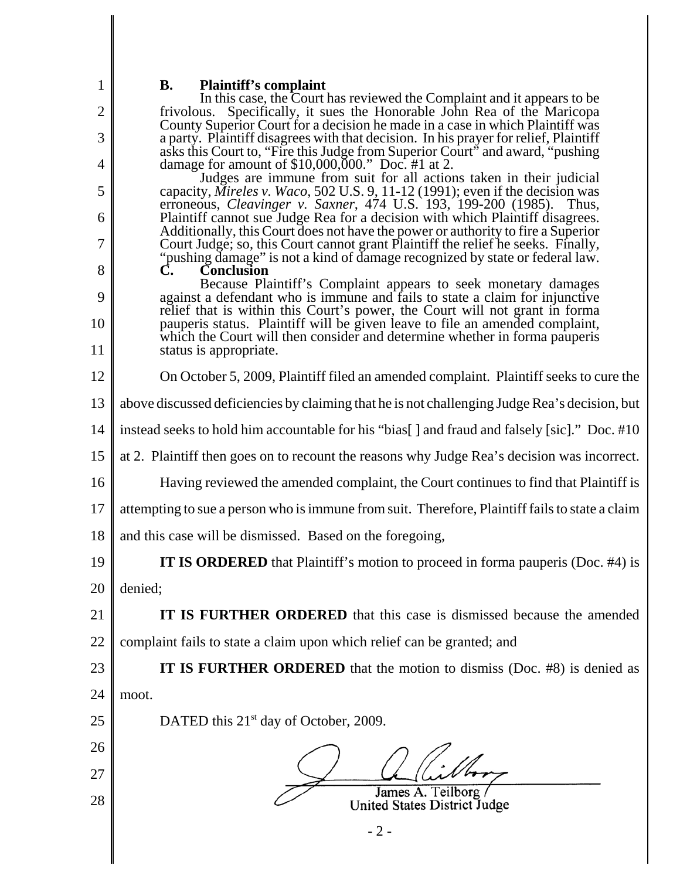**B. Plaintiff's complaint**

In this case, the Court has reviewed the Complaint and it appears to be frivolous. Specifically, it sues the Honorable John Rea of the Maricopa County Superior Court for a decision he made in a case in which Plaintiff was a party. Plaintiff disagrees with that decision. In his prayer for relief, Plaintiff asks this Court to, "Fire this Judge from Superior Court" and award, "pushing damage for amount of $10,000,000." Doc. #1 at 2.

Judges are immune from suit for all actions taken in their judicial capacity, *Mireles v. Waco*, 502 U.S. 9, 11-12 (1991); even if the decision was erroneous, *Cleavinger v. Saxner*, 474 U.S. 193, 199-200 (1985). Thus, Plaintiff cannot sue Judge Rea for a decision with which Plaintiff disagrees. Additionally, this Court does not have the power or authority to fire a Superior Court Judge; so, this Court cannot grant Plaintiff the relief he seeks. Finally, "pushing damage" is not a kind of damage recognized by state or federal law.

**C. Conclusion**

Because Plaintiff's Complaint appears to seek monetary damages against a defendant who is immune and fails to state a claim for injunctive relief that is within this Court's power, the Court will not grant in forma pauperis status. Plaintiff will be given leave to file an amended complaint, which the Court will then consider and determine whether in forma pauperis status is appropriate.

On October 5, 2009, Plaintiff filed an amended complaint. Plaintiff seeks to cure the above discussed deficiencies by claiming that he is not challenging Judge Rea's decision, but instead seeks to hold him accountable for his "bias[ ] and fraud and falsely [sic]." Doc. #10 at 2. Plaintiff then goes on to recount the reasons why Judge Rea's decision was incorrect.

Having reviewed the amended complaint, the Court continues to find that Plaintiff is attempting to sue a person who is immune from suit. Therefore, Plaintiff fails to state a claim and this case will be dismissed. Based on the foregoing,

**IT IS ORDERED** that Plaintiff's motion to proceed in forma pauperis (Doc. #4) is denied;

**IT IS FURTHER ORDERED** that this case is dismissed because the amended complaint fails to state a claim upon which relief can be granted; and

**IT IS FURTHER ORDERED** that the motion to dismiss (Doc. #8) is denied as moot.

DATED this 21st day of October, 2009.

James A. Teilborg
United States District Judge